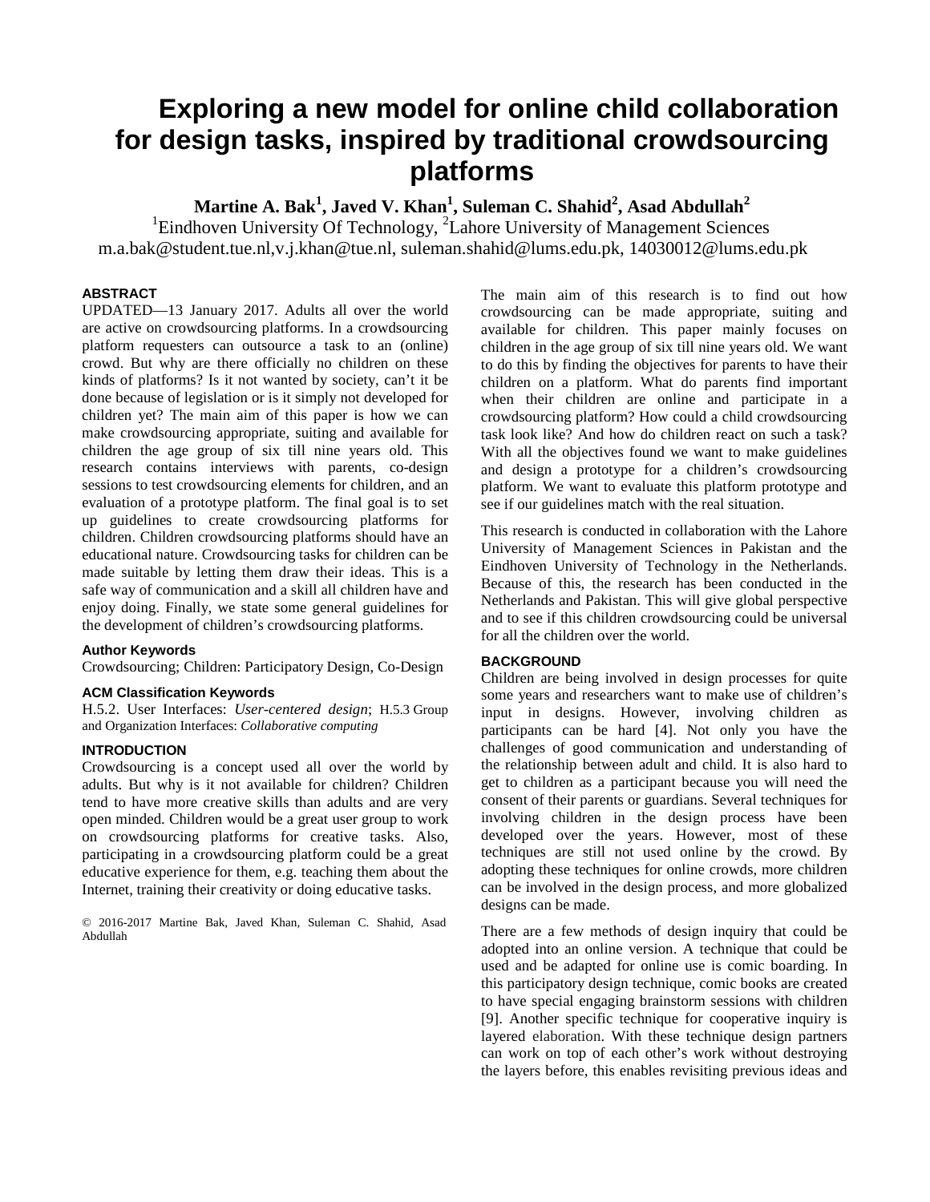# Exploring a new model for online child collaboration for design tasks, inspired by traditional crowdsourcing platforms

**Martine A. Bak[1], Javed V. Khan[1], Suleman C. Shahid[2], Asad Abdullah[2]**

[1]Eindhoven University Of Technology, [2]Lahore University of Management Sciences

m.a.bak@student.tue.nl,v.j.khan@tue.nl, suleman.shahid@lums.edu.pk, 14030012@lums.edu.pk

## ABSTRACT

UPDATED—13 January 2017. Adults all over the world are active on crowdsourcing platforms. In a crowdsourcing platform requesters can outsource a task to an (online) crowd. But why are there officially no children on these kinds of platforms? Is it not wanted by society, can't it be done because of legislation or is it simply not developed for children yet? The main aim of this paper is how we can make crowdsourcing appropriate, suiting and available for children the age group of six till nine years old. This research contains interviews with parents, co-design sessions to test crowdsourcing elements for children, and an evaluation of a prototype platform. The final goal is to set up guidelines to create crowdsourcing platforms for children. Children crowdsourcing platforms should have an educational nature. Crowdsourcing tasks for children can be made suitable by letting them draw their ideas. This is a safe way of communication and a skill all children have and enjoy doing. Finally, we state some general guidelines for the development of children's crowdsourcing platforms.

### Author Keywords

Crowdsourcing; Children: Participatory Design, Co-Design

### ACM Classification Keywords

H.5.2. User Interfaces: *User-centered design*; H.5.3 Group and Organization Interfaces: *Collaborative computing*

## INTRODUCTION

Crowdsourcing is a concept used all over the world by adults. But why is it not available for children? Children tend to have more creative skills than adults and are very open minded. Children would be a great user group to work on crowdsourcing platforms for creative tasks. Also, participating in a crowdsourcing platform could be a great educative experience for them, e.g. teaching them about the Internet, training their creativity or doing educative tasks.

© 2016-2017 Martine Bak, Javed Khan, Suleman C. Shahid, Asad Abdullah

The main aim of this research is to find out how crowdsourcing can be made appropriate, suiting and available for children. This paper mainly focuses on children in the age group of six till nine years old. We want to do this by finding the objectives for parents to have their children on a platform. What do parents find important when their children are online and participate in a crowdsourcing platform? How could a child crowdsourcing task look like? And how do children react on such a task? With all the objectives found we want to make guidelines and design a prototype for a children's crowdsourcing platform. We want to evaluate this platform prototype and see if our guidelines match with the real situation.

This research is conducted in collaboration with the Lahore University of Management Sciences in Pakistan and the Eindhoven University of Technology in the Netherlands. Because of this, the research has been conducted in the Netherlands and Pakistan. This will give global perspective and to see if this children crowdsourcing could be universal for all the children over the world.

## BACKGROUND

Children are being involved in design processes for quite some years and researchers want to make use of children's input in designs. However, involving children as participants can be hard [4]. Not only you have the challenges of good communication and understanding of the relationship between adult and child. It is also hard to get to children as a participant because you will need the consent of their parents or guardians. Several techniques for involving children in the design process have been developed over the years. However, most of these techniques are still not used online by the crowd. By adopting these techniques for online crowds, more children can be involved in the design process, and more globalized designs can be made.

There are a few methods of design inquiry that could be adopted into an online version. A technique that could be used and be adapted for online use is comic boarding. In this participatory design technique, comic books are created to have special engaging brainstorm sessions with children [9]. Another specific technique for cooperative inquiry is layered elaboration. With these technique design partners can work on top of each other's work without destroying the layers before, this enables revisiting previous ideas and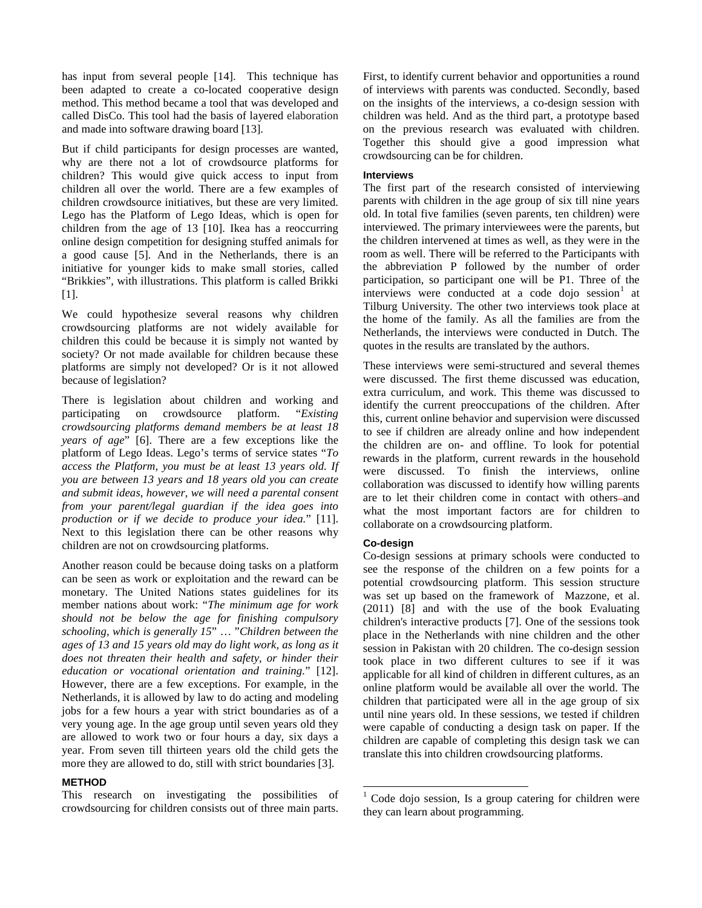has input from several people [14]. This technique has been adapted to create a co-located cooperative design method. This method became a tool that was developed and called DisCo. This tool had the basis of layered elaboration and made into software drawing board [13].

But if child participants for design processes are wanted, why are there not a lot of crowdsource platforms for children? This would give quick access to input from children all over the world. There are a few examples of children crowdsource initiatives, but these are very limited. Lego has the Platform of Lego Ideas, which is open for children from the age of 13 [10]. Ikea has a reoccurring online design competition for designing stuffed animals for a good cause [5]. And in the Netherlands, there is an initiative for younger kids to make small stories, called "Brikkies", with illustrations. This platform is called Brikki [1].

We could hypothesize several reasons why children crowdsourcing platforms are not widely available for children this could be because it is simply not wanted by society? Or not made available for children because these platforms are simply not developed? Or is it not allowed because of legislation?

There is legislation about children and working and participating on crowdsource platform. "*Existing crowdsourcing platforms demand members be at least 18 years of age*" [6]. There are a few exceptions like the platform of Lego Ideas. Lego's terms of service states "*To access the Platform, you must be at least 13 years old. If you are between 13 years and 18 years old you can create and submit ideas, however, we will need a parental consent from your parent/legal guardian if the idea goes into production or if we decide to produce your idea.*" [11]. Next to this legislation there can be other reasons why children are not on crowdsourcing platforms.

Another reason could be because doing tasks on a platform can be seen as work or exploitation and the reward can be monetary. The United Nations states guidelines for its member nations about work: "*The minimum age for work should not be below the age for finishing compulsory schooling, which is generally 15*" … "*Children between the ages of 13 and 15 years old may do light work, as long as it does not threaten their health and safety, or hinder their education or vocational orientation and training.*" [12]. However, there are a few exceptions. For example, in the Netherlands, it is allowed by law to do acting and modeling jobs for a few hours a year with strict boundaries as of a very young age. In the age group until seven years old they are allowed to work two or four hours a day, six days a year. From seven till thirteen years old the child gets the more they are allowed to do, still with strict boundaries [3].

## METHOD

This research on investigating the possibilities of crowdsourcing for children consists out of three main parts. First, to identify current behavior and opportunities a round of interviews with parents was conducted. Secondly, based on the insights of the interviews, a co-design session with children was held. And as the third part, a prototype based on the previous research was evaluated with children. Together this should give a good impression what crowdsourcing can be for children.

### Interviews

The first part of the research consisted of interviewing parents with children in the age group of six till nine years old. In total five families (seven parents, ten children) were interviewed. The primary interviewees were the parents, but the children intervened at times as well, as they were in the room as well. There will be referred to the Participants with the abbreviation P followed by the number of order participation, so participant one will be P1. Three of the interviews were conducted at a code dojo session[1] at Tilburg University. The other two interviews took place at the home of the family. As all the families are from the Netherlands, the interviews were conducted in Dutch. The quotes in the results are translated by the authors.

These interviews were semi-structured and several themes were discussed. The first theme discussed was education, extra curriculum, and work. This theme was discussed to identify the current preoccupations of the children. After this, current online behavior and supervision were discussed to see if children are already online and how independent the children are on- and offline. To look for potential rewards in the platform, current rewards in the household were discussed. To finish the interviews, online collaboration was discussed to identify how willing parents are to let their children come in contact with others and what the most important factors are for children to collaborate on a crowdsourcing platform.

### Co-design

Co-design sessions at primary schools were conducted to see the response of the children on a few points for a potential crowdsourcing platform. This session structure was set up based on the framework of Mazzone, et al. (2011) [8] and with the use of the book Evaluating children's interactive products [7]. One of the sessions took place in the Netherlands with nine children and the other session in Pakistan with 20 children. The co-design session took place in two different cultures to see if it was applicable for all kind of children in different cultures, as an online platform would be available all over the world. The children that participated were all in the age group of six until nine years old. In these sessions, we tested if children were capable of conducting a design task on paper. If the children are capable of completing this design task we can translate this into children crowdsourcing platforms.

[1] Code dojo session, Is a group catering for children were they can learn about programming.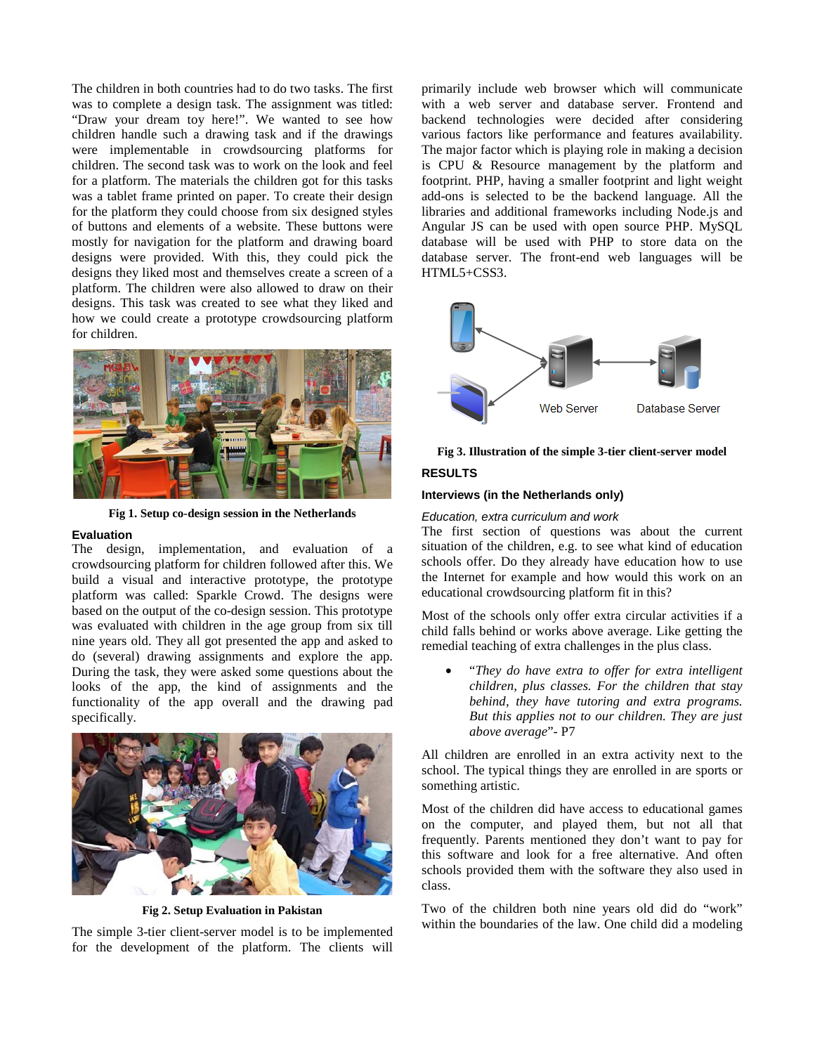The children in both countries had to do two tasks. The first was to complete a design task. The assignment was titled: "Draw your dream toy here!". We wanted to see how children handle such a drawing task and if the drawings were implementable in crowdsourcing platforms for children. The second task was to work on the look and feel for a platform. The materials the children got for this tasks was a tablet frame printed on paper. To create their design for the platform they could choose from six designed styles of buttons and elements of a website. These buttons were mostly for navigation for the platform and drawing board designs were provided. With this, they could pick the designs they liked most and themselves create a screen of a platform. The children were also allowed to draw on their designs. This task was created to see what they liked and how we could create a prototype crowdsourcing platform for children.

**Fig 1. Setup co-design session in the Netherlands**

### Evaluation

The design, implementation, and evaluation of a crowdsourcing platform for children followed after this. We build a visual and interactive prototype, the prototype platform was called: Sparkle Crowd. The designs were based on the output of the co-design session. This prototype was evaluated with children in the age group from six till nine years old. They all got presented the app and asked to do (several) drawing assignments and explore the app. During the task, they were asked some questions about the looks of the app, the kind of assignments and the functionality of the app overall and the drawing pad specifically.

**Fig 2. Setup Evaluation in Pakistan**

The simple 3-tier client-server model is to be implemented for the development of the platform. The clients will primarily include web browser which will communicate with a web server and database server. Frontend and backend technologies were decided after considering various factors like performance and features availability. The major factor which is playing role in making a decision is CPU & Resource management by the platform and footprint. PHP, having a smaller footprint and light weight add-ons is selected to be the backend language. All the libraries and additional frameworks including Node.js and Angular JS can be used with open source PHP. MySQL database will be used with PHP to store data on the database server. The front-end web languages will be HTML5+CSS3.

**Fig 3. Illustration of the simple 3-tier client-server model**

## RESULTS

### Interviews (in the Netherlands only)

*Education, extra curriculum and work*

The first section of questions was about the current situation of the children, e.g. to see what kind of education schools offer. Do they already have education how to use the Internet for example and how would this work on an educational crowdsourcing platform fit in this?

Most of the schools only offer extra circular activities if a child falls behind or works above average. Like getting the remedial teaching of extra challenges in the plus class.

- "*They do have extra to offer for extra intelligent children, plus classes. For the children that stay behind, they have tutoring and extra programs. But this applies not to our children. They are just above average*"- P7

All children are enrolled in an extra activity next to the school. The typical things they are enrolled in are sports or something artistic.

Most of the children did have access to educational games on the computer, and played them, but not all that frequently. Parents mentioned they don't want to pay for this software and look for a free alternative. And often schools provided them with the software they also used in class.

Two of the children both nine years old did do "work" within the boundaries of the law. One child did a modeling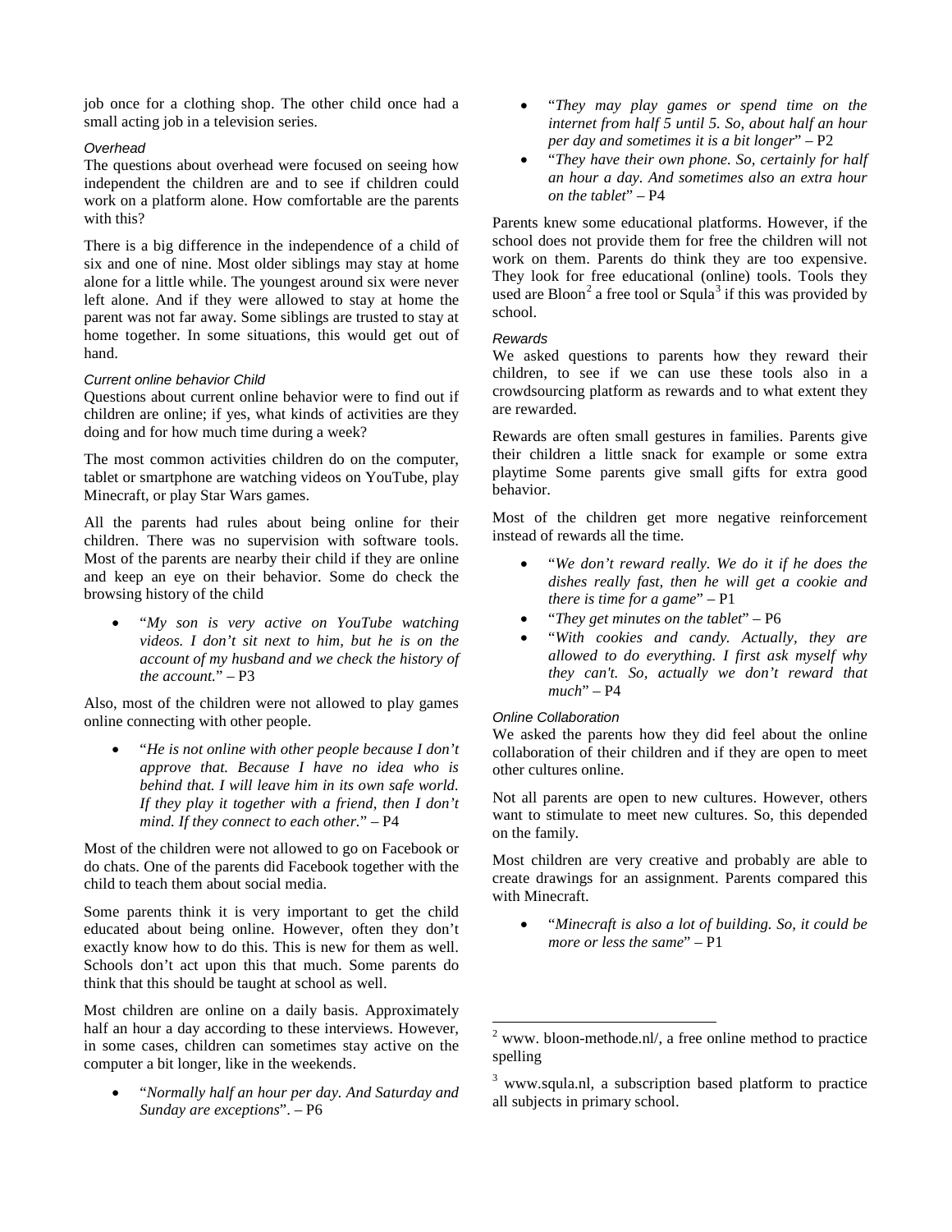job once for a clothing shop. The other child once had a small acting job in a television series.

### *Overhead*

The questions about overhead were focused on seeing how independent the children are and to see if children could work on a platform alone. How comfortable are the parents with this?

There is a big difference in the independence of a child of six and one of nine. Most older siblings may stay at home alone for a little while. The youngest around six were never left alone. And if they were allowed to stay at home the parent was not far away. Some siblings are trusted to stay at home together. In some situations, this would get out of hand.

### *Current online behavior Child*

Questions about current online behavior were to find out if children are online; if yes, what kinds of activities are they doing and for how much time during a week?

The most common activities children do on the computer, tablet or smartphone are watching videos on YouTube, play Minecraft, or play Star Wars games.

All the parents had rules about being online for their children. There was no supervision with software tools. Most of the parents are nearby their child if they are online and keep an eye on their behavior. Some do check the browsing history of the child

- "*My son is very active on YouTube watching videos. I don't sit next to him, but he is on the account of my husband and we check the history of the account.*" – P3

Also, most of the children were not allowed to play games online connecting with other people.

- "*He is not online with other people because I don't approve that. Because I have no idea who is behind that. I will leave him in its own safe world. If they play it together with a friend, then I don't mind. If they connect to each other.*" – P4

Most of the children were not allowed to go on Facebook or do chats. One of the parents did Facebook together with the child to teach them about social media.

Some parents think it is very important to get the child educated about being online. However, often they don't exactly know how to do this. This is new for them as well. Schools don't act upon this that much. Some parents do think that this should be taught at school as well.

Most children are online on a daily basis. Approximately half an hour a day according to these interviews. However, in some cases, children can sometimes stay active on the computer a bit longer, like in the weekends.

- "*Normally half an hour per day. And Saturday and Sunday are exceptions*". – P6
- "*They may play games or spend time on the internet from half 5 until 5. So, about half an hour per day and sometimes it is a bit longer*" – P2
- "*They have their own phone. So, certainly for half an hour a day. And sometimes also an extra hour on the tablet*" – P4

Parents knew some educational platforms. However, if the school does not provide them for free the children will not work on them. Parents do think they are too expensive. They look for free educational (online) tools. Tools they used are Bloon[2] a free tool or Squla[3] if this was provided by school.

### *Rewards*

We asked questions to parents how they reward their children, to see if we can use these tools also in a crowdsourcing platform as rewards and to what extent they are rewarded.

Rewards are often small gestures in families. Parents give their children a little snack for example or some extra playtime Some parents give small gifts for extra good behavior.

Most of the children get more negative reinforcement instead of rewards all the time.

- "*We don't reward really. We do it if he does the dishes really fast, then he will get a cookie and there is time for a game*" – P1
- "*They get minutes on the tablet*" – P6
- "*With cookies and candy. Actually, they are allowed to do everything. I first ask myself why they can't. So, actually we don't reward that much*" – P4

### *Online Collaboration*

We asked the parents how they did feel about the online collaboration of their children and if they are open to meet other cultures online.

Not all parents are open to new cultures. However, others want to stimulate to meet new cultures. So, this depended on the family.

Most children are very creative and probably are able to create drawings for an assignment. Parents compared this with Minecraft.

- "*Minecraft is also a lot of building. So, it could be more or less the same*" – P1

---

[2] www. bloon-methode.nl/, a free online method to practice spelling

[3] www.squla.nl, a subscription based platform to practice all subjects in primary school.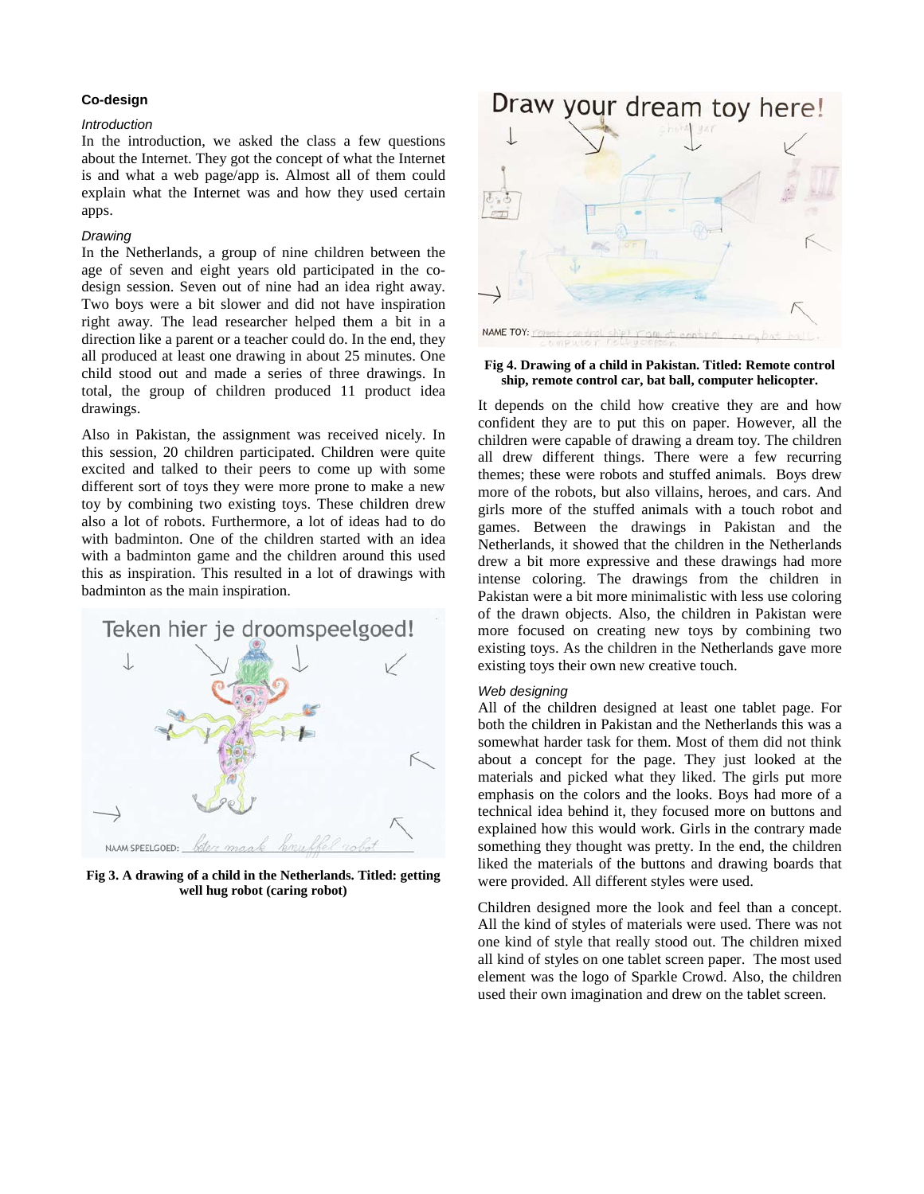### Co-design

*Introduction*

In the introduction, we asked the class a few questions about the Internet. They got the concept of what the Internet is and what a web page/app is. Almost all of them could explain what the Internet was and how they used certain apps.

*Drawing*

In the Netherlands, a group of nine children between the age of seven and eight years old participated in the co-design session. Seven out of nine had an idea right away. Two boys were a bit slower and did not have inspiration right away. The lead researcher helped them a bit in a direction like a parent or a teacher could do. In the end, they all produced at least one drawing in about 25 minutes. One child stood out and made a series of three drawings. In total, the group of children produced 11 product idea drawings.

Also in Pakistan, the assignment was received nicely. In this session, 20 children participated. Children were quite excited and talked to their peers to come up with some different sort of toys they were more prone to make a new toy by combining two existing toys. These children drew also a lot of robots. Furthermore, a lot of ideas had to do with badminton. One of the children started with an idea with a badminton game and the children around this used this as inspiration. This resulted in a lot of drawings with badminton as the main inspiration.

**Fig 3. A drawing of a child in the Netherlands. Titled: getting well hug robot (caring robot)**

**Fig 4. Drawing of a child in Pakistan. Titled: Remote control ship, remote control car, bat ball, computer helicopter.**

It depends on the child how creative they are and how confident they are to put this on paper. However, all the children were capable of drawing a dream toy. The children all drew different things. There were a few recurring themes; these were robots and stuffed animals. Boys drew more of the robots, but also villains, heroes, and cars. And girls more of the stuffed animals with a touch robot and games. Between the drawings in Pakistan and the Netherlands, it showed that the children in the Netherlands drew a bit more expressive and these drawings had more intense coloring. The drawings from the children in Pakistan were a bit more minimalistic with less use coloring of the drawn objects. Also, the children in Pakistan were more focused on creating new toys by combining two existing toys. As the children in the Netherlands gave more existing toys their own new creative touch.

*Web designing*

All of the children designed at least one tablet page. For both the children in Pakistan and the Netherlands this was a somewhat harder task for them. Most of them did not think about a concept for the page. They just looked at the materials and picked what they liked. The girls put more emphasis on the colors and the looks. Boys had more of a technical idea behind it, they focused more on buttons and explained how this would work. Girls in the contrary made something they thought was pretty. In the end, the children liked the materials of the buttons and drawing boards that were provided. All different styles were used.

Children designed more the look and feel than a concept. All the kind of styles of materials were used. There was not one kind of style that really stood out. The children mixed all kind of styles on one tablet screen paper. The most used element was the logo of Sparkle Crowd. Also, the children used their own imagination and drew on the tablet screen.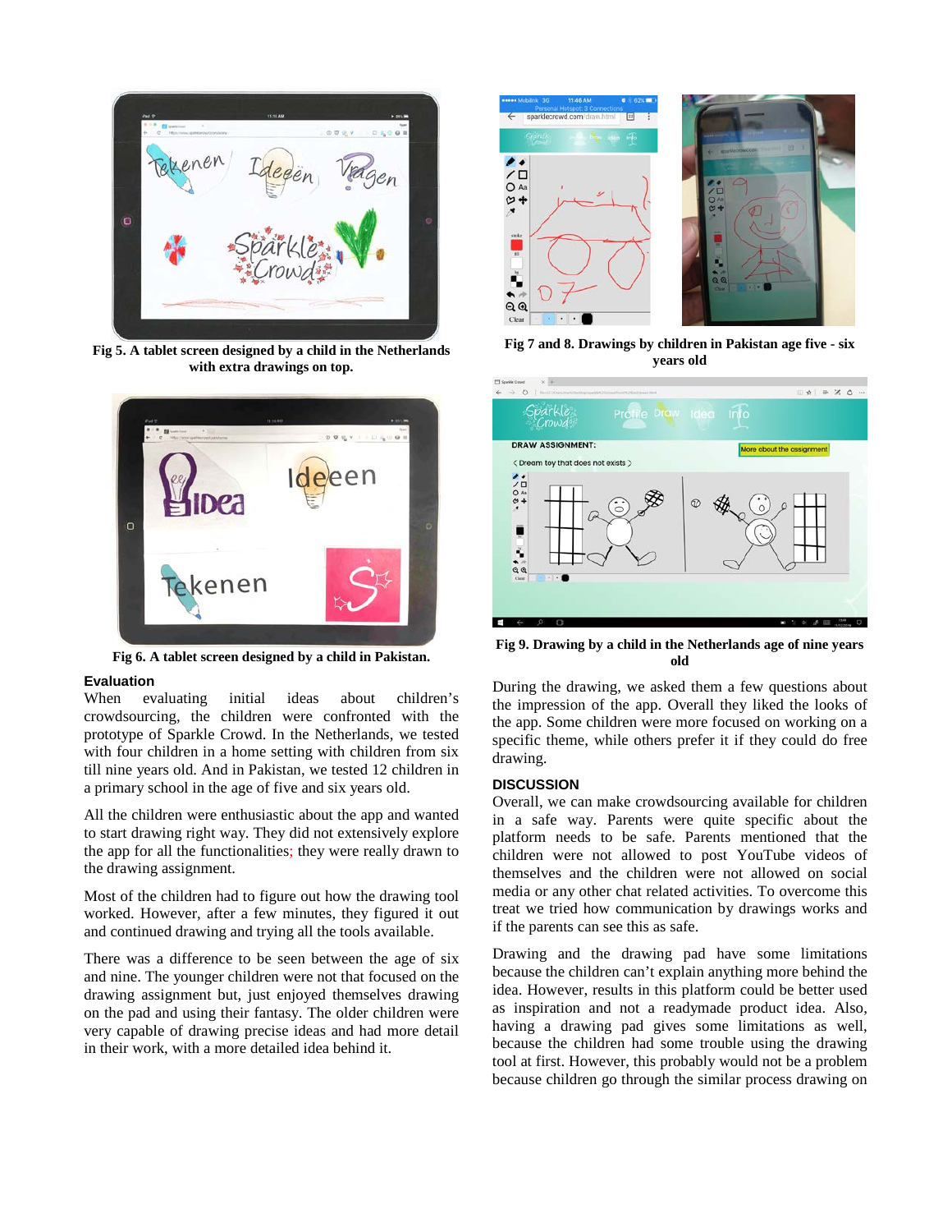Fig 5. A tablet screen designed by a child in the Netherlands with extra drawings on top.

Fig 6. A tablet screen designed by a child in Pakistan.

### Evaluation

When evaluating initial ideas about children's crowdsourcing, the children were confronted with the prototype of Sparkle Crowd. In the Netherlands, we tested with four children in a home setting with children from six till nine years old. And in Pakistan, we tested 12 children in a primary school in the age of five and six years old.

All the children were enthusiastic about the app and wanted to start drawing right way. They did not extensively explore the app for all the functionalities; they were really drawn to the drawing assignment.

Most of the children had to figure out how the drawing tool worked. However, after a few minutes, they figured it out and continued drawing and trying all the tools available.

There was a difference to be seen between the age of six and nine. The younger children were not that focused on the drawing assignment but, just enjoyed themselves drawing on the pad and using their fantasy. The older children were very capable of drawing precise ideas and had more detail in their work, with a more detailed idea behind it.

Fig 7 and 8. Drawings by children in Pakistan age five - six years old

Fig 9. Drawing by a child in the Netherlands age of nine years old

During the drawing, we asked them a few questions about the impression of the app. Overall they liked the looks of the app. Some children were more focused on working on a specific theme, while others prefer it if they could do free drawing.

## DISCUSSION

Overall, we can make crowdsourcing available for children in a safe way. Parents were quite specific about the platform needs to be safe. Parents mentioned that the children were not allowed to post YouTube videos of themselves and the children were not allowed on social media or any other chat related activities. To overcome this treat we tried how communication by drawings works and if the parents can see this as safe.

Drawing and the drawing pad have some limitations because the children can't explain anything more behind the idea. However, results in this platform could be better used as inspiration and not a readymade product idea. Also, having a drawing pad gives some limitations as well, because the children had some trouble using the drawing tool at first. However, this probably would not be a problem because children go through the similar process drawing on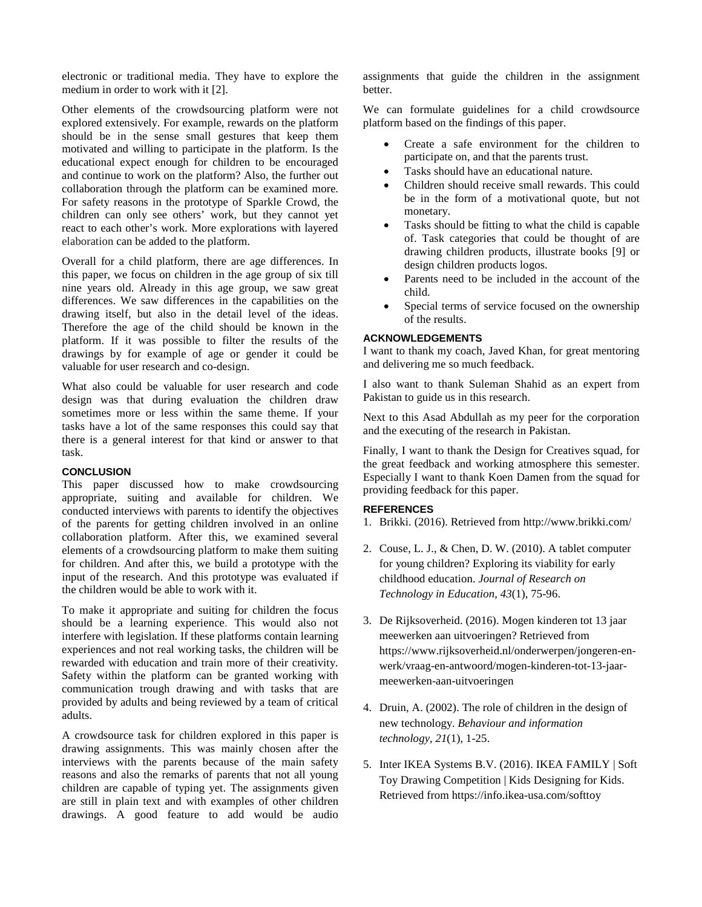electronic or traditional media. They have to explore the medium in order to work with it [2].

Other elements of the crowdsourcing platform were not explored extensively. For example, rewards on the platform should be in the sense small gestures that keep them motivated and willing to participate in the platform. Is the educational expect enough for children to be encouraged and continue to work on the platform? Also, the further out collaboration through the platform can be examined more. For safety reasons in the prototype of Sparkle Crowd, the children can only see others' work, but they cannot yet react to each other's work. More explorations with layered elaboration can be added to the platform.

Overall for a child platform, there are age differences. In this paper, we focus on children in the age group of six till nine years old. Already in this age group, we saw great differences. We saw differences in the capabilities on the drawing itself, but also in the detail level of the ideas. Therefore the age of the child should be known in the platform. If it was possible to filter the results of the drawings by for example of age or gender it could be valuable for user research and co-design.

What also could be valuable for user research and code design was that during evaluation the children draw sometimes more or less within the same theme. If your tasks have a lot of the same responses this could say that there is a general interest for that kind or answer to that task.

## CONCLUSION

This paper discussed how to make crowdsourcing appropriate, suiting and available for children. We conducted interviews with parents to identify the objectives of the parents for getting children involved in an online collaboration platform. After this, we examined several elements of a crowdsourcing platform to make them suiting for children. And after this, we build a prototype with the input of the research. And this prototype was evaluated if the children would be able to work with it.

To make it appropriate and suiting for children the focus should be a learning experience. This would also not interfere with legislation. If these platforms contain learning experiences and not real working tasks, the children will be rewarded with education and train more of their creativity. Safety within the platform can be granted working with communication trough drawing and with tasks that are provided by adults and being reviewed by a team of critical adults.

A crowdsource task for children explored in this paper is drawing assignments. This was mainly chosen after the interviews with the parents because of the main safety reasons and also the remarks of parents that not all young children are capable of typing yet. The assignments given are still in plain text and with examples of other children drawings. A good feature to add would be audio assignments that guide the children in the assignment better.

We can formulate guidelines for a child crowdsource platform based on the findings of this paper.

- Create a safe environment for the children to participate on, and that the parents trust.
- Tasks should have an educational nature.
- Children should receive small rewards. This could be in the form of a motivational quote, but not monetary.
- Tasks should be fitting to what the child is capable of. Task categories that could be thought of are drawing children products, illustrate books [9] or design children products logos.
- Parents need to be included in the account of the child.
- Special terms of service focused on the ownership of the results.

## ACKNOWLEDGEMENTS

I want to thank my coach, Javed Khan, for great mentoring and delivering me so much feedback.

I also want to thank Suleman Shahid as an expert from Pakistan to guide us in this research.

Next to this Asad Abdullah as my peer for the corporation and the executing of the research in Pakistan.

Finally, I want to thank the Design for Creatives squad, for the great feedback and working atmosphere this semester. Especially I want to thank Koen Damen from the squad for providing feedback for this paper.

## REFERENCES

1. Brikki. (2016). Retrieved from http://www.brikki.com/
2. Couse, L. J., & Chen, D. W. (2010). A tablet computer for young children? Exploring its viability for early childhood education. *Journal of Research on Technology in Education*, *43*(1), 75-96.
3. De Rijksoverheid. (2016). Mogen kinderen tot 13 jaar meewerken aan uitvoeringen? Retrieved from https://www.rijksoverheid.nl/onderwerpen/jongeren-en-werk/vraag-en-antwoord/mogen-kinderen-tot-13-jaar-meewerken-aan-uitvoeringen
4. Druin, A. (2002). The role of children in the design of new technology. *Behaviour and information technology*, *21*(1), 1-25.
5. Inter IKEA Systems B.V. (2016). IKEA FAMILY | Soft Toy Drawing Competition | Kids Designing for Kids. Retrieved from https://info.ikea-usa.com/softtoy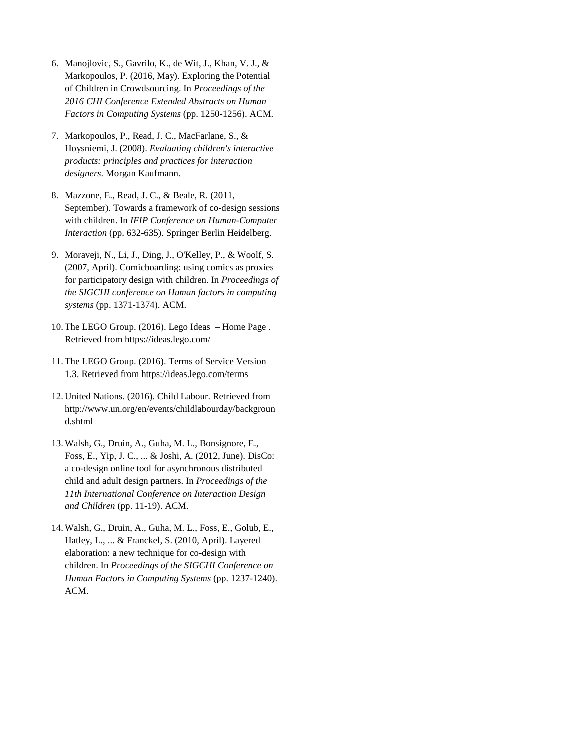6. Manojlovic, S., Gavrilo, K., de Wit, J., Khan, V. J., & Markopoulos, P. (2016, May). Exploring the Potential of Children in Crowdsourcing. In *Proceedings of the 2016 CHI Conference Extended Abstracts on Human Factors in Computing Systems* (pp. 1250-1256). ACM.

7. Markopoulos, P., Read, J. C., MacFarlane, S., & Hoysniemi, J. (2008). *Evaluating children's interactive products: principles and practices for interaction designers*. Morgan Kaufmann.

8. Mazzone, E., Read, J. C., & Beale, R. (2011, September). Towards a framework of co-design sessions with children. In *IFIP Conference on Human-Computer Interaction* (pp. 632-635). Springer Berlin Heidelberg.

9. Moraveji, N., Li, J., Ding, J., O'Kelley, P., & Woolf, S. (2007, April). Comicboarding: using comics as proxies for participatory design with children. In *Proceedings of the SIGCHI conference on Human factors in computing systems* (pp. 1371-1374). ACM.

10. The LEGO Group. (2016). Lego Ideas – Home Page . Retrieved from https://ideas.lego.com/

11. The LEGO Group. (2016). Terms of Service Version 1.3. Retrieved from https://ideas.lego.com/terms

12. United Nations. (2016). Child Labour. Retrieved from http://www.un.org/en/events/childlabourday/background.shtml

13. Walsh, G., Druin, A., Guha, M. L., Bonsignore, E., Foss, E., Yip, J. C., ... & Joshi, A. (2012, June). DisCo: a co-design online tool for asynchronous distributed child and adult design partners. In *Proceedings of the 11th International Conference on Interaction Design and Children* (pp. 11-19). ACM.

14. Walsh, G., Druin, A., Guha, M. L., Foss, E., Golub, E., Hatley, L., ... & Franckel, S. (2010, April). Layered elaboration: a new technique for co-design with children. In *Proceedings of the SIGCHI Conference on Human Factors in Computing Systems* (pp. 1237-1240). ACM.